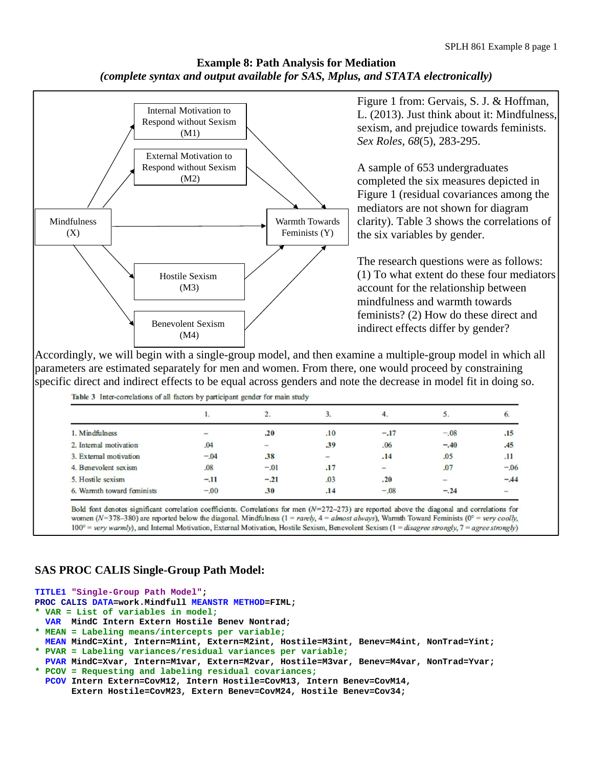# Example 8: Path Analysis for Mediation

*(complete syntax and output available for SAS, Mplus, and STATA electronically)*

Internal Motivation to Respond without Sexism (M1)

External Motivation to Respond without Sexism (M2)

Mindfulness (X)

Warmth Towards Feminists (Y)

Hostile Sexism (M3)

Benevolent Sexism (M4)

Figure 1 from: Gervais, S. J. & Hoffman, L. (2013). Just think about it: Mindfulness, sexism, and prejudice towards feminists. *Sex Roles, 68*(5), 283-295.

A sample of 653 undergraduates completed the six measures depicted in Figure 1 (residual covariances among the mediators are not shown for diagram clarity). Table 3 shows the correlations of the six variables by gender.

The research questions were as follows: (1) To what extent do these four mediators account for the relationship between mindfulness and warmth towards feminists? (2) How do these direct and indirect effects differ by gender?

Accordingly, we will begin with a single-group model, and then examine a multiple-group model in which all parameters are estimated separately for men and women. From there, one would proceed by constraining specific direct and indirect effects to be equal across genders and note the decrease in model fit in doing so.

**Table 3** Inter-correlations of all factors by participant gender for main study

| | 1. | 2. | 3. | 4. | 5. | 6. |
|---|---|---|---|---|---|---|
| 1. Mindfulness | – | **.20** | .10 | **−.17** | −.08 | **.15** |
| 2. Internal motivation | .04 | – | **.39** | .06 | **−.40** | **.45** |
| 3. External motivation | −.04 | **.38** | – | **.14** | .05 | **.11** |
| 4. Benevolent sexism | .08 | −.01 | **.17** | – | .07 | −.06 |
| 5. Hostile sexism | **−.11** | **−.21** | .03 | **.20** | – | **−.44** |
| 6. Warmth toward feminists | −.00 | **.30** | **.14** | −.08 | **−.24** | – |

Bold font denotes significant correlation coefficients. Correlations for men ($N$=272–273) are reported above the diagonal and correlations for women ($N$=378–380) are reported below the diagonal. Mindfulness (1 = *rarely*, 4 = *almost always*), Warmth Toward Feminists (0° = *very coolly*, 100° = *very warmly*), and Internal Motivation, External Motivation, Hostile Sexism, Benevolent Sexism (1 = *disagree strongly*, 7 = *agree strongly*)

## SAS PROC CALIS Single-Group Path Model:

```
TITLE1 "Single-Group Path Model";
PROC CALIS DATA=work.Mindfull MEANSTR METHOD=FIML;
* VAR = List of variables in model;
  VAR  MindC Intern Extern Hostile Benev Nontrad;
* MEAN = Labeling means/intercepts per variable;
  MEAN MindC=Xint, Intern=M1int, Extern=M2int, Hostile=M3int, Benev=M4int, NonTrad=Yint;
* PVAR = Labeling variances/residual variances per variable;
  PVAR MindC=Xvar, Intern=M1var, Extern=M2var, Hostile=M3var, Benev=M4var, NonTrad=Yvar;
* PCOV = Requesting and labeling residual covariances;
  PCOV Intern Extern=CovM12, Intern Hostile=CovM13, Intern Benev=CovM14,
       Extern Hostile=CovM23, Extern Benev=CovM24, Hostile Benev=Cov34;
```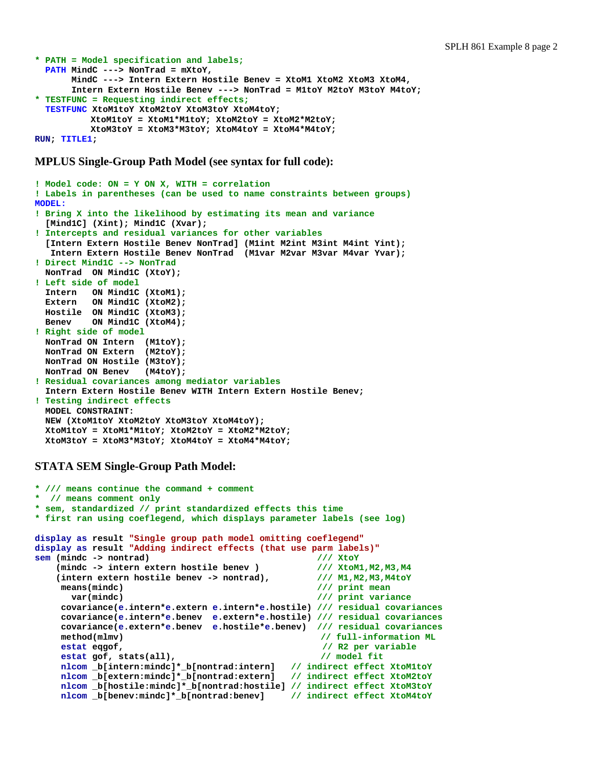```
* PATH = Model specification and labels;
  PATH MindC ---> NonTrad = mXtoY,
       MindC ---> Intern Extern Hostile Benev = XtoM1 XtoM2 XtoM3 XtoM4,
       Intern Extern Hostile Benev ---> NonTrad = M1toY M2toY M3toY M4toY;
* TESTFUNC = Requesting indirect effects;
  TESTFUNC XtoM1toY XtoM2toY XtoM3toY XtoM4toY;
           XtoM1toY = XtoM1*M1toY; XtoM2toY = XtoM2*M2toY;
           XtoM3toY = XtoM3*M3toY; XtoM4toY = XtoM4*M4toY;
RUN; TITLE1;
```

### MPLUS Single-Group Path Model (see syntax for full code):

```
! Model code: ON = Y ON X, WITH = correlation
! Labels in parentheses (can be used to name constraints between groups)
MODEL:
! Bring X into the likelihood by estimating its mean and variance
  [Mind1C] (Xint); Mind1C (Xvar);
! Intercepts and residual variances for other variables
  [Intern Extern Hostile Benev NonTrad] (M1int M2int M3int M4int Yint);
   Intern Extern Hostile Benev NonTrad  (M1var M2var M3var M4var Yvar);
! Direct Mind1C --> NonTrad
  NonTrad  ON Mind1C (XtoY);
! Left side of model
  Intern   ON Mind1C (XtoM1);
  Extern   ON Mind1C (XtoM2);
  Hostile  ON Mind1C (XtoM3);
  Benev    ON Mind1C (XtoM4);
! Right side of model
  NonTrad ON Intern  (M1toY);
  NonTrad ON Extern  (M2toY);
  NonTrad ON Hostile (M3toY);
  NonTrad ON Benev   (M4toY);
! Residual covariances among mediator variables
  Intern Extern Hostile Benev WITH Intern Extern Hostile Benev;
! Testing indirect effects
  MODEL CONSTRAINT:
  NEW (XtoM1toY XtoM2toY XtoM3toY XtoM4toY);
  XtoM1toY = XtoM1*M1toY; XtoM2toY = XtoM2*M2toY;
  XtoM3toY = XtoM3*M3toY; XtoM4toY = XtoM4*M4toY;
```

### STATA SEM Single-Group Path Model:

```
* /// means continue the command + comment
*  // means comment only
* sem, standardized // print standardized effects this time
* first ran using coeflegend, which displays parameter labels (see log)

display as result "Single group path model omitting coeflegend"
display as result "Adding indirect effects (that use parm labels)"
sem (mindc -> nontrad)                              /// XtoY
    (mindc -> intern extern hostile benev )         /// XtoM1,M2,M3,M4
    (intern extern hostile benev -> nontrad),       /// M1,M2,M3,M4toY
     means(mindc)                                   /// print mean
       var(mindc)                                   /// print variance
     covariance(e.intern*e.extern e.intern*e.hostile) /// residual covariances
     covariance(e.intern*e.benev  e.extern*e.hostile) /// residual covariances
     covariance(e.extern*e.benev  e.hostile*e.benev)  /// residual covariances
     method(mlmv)                                    // full-information ML
     estat eqgof,                                    // R2 per variable
     estat gof, stats(all),                          // model fit
     nlcom _b[intern:mindc]*_b[nontrad:intern]   // indirect effect XtoM1toY
     nlcom _b[extern:mindc]*_b[nontrad:extern]   // indirect effect XtoM2toY
     nlcom _b[hostile:mindc]*_b[nontrad:hostile] // indirect effect XtoM3toY
     nlcom _b[benev:mindc]*_b[nontrad:benev]     // indirect effect XtoM4toY
```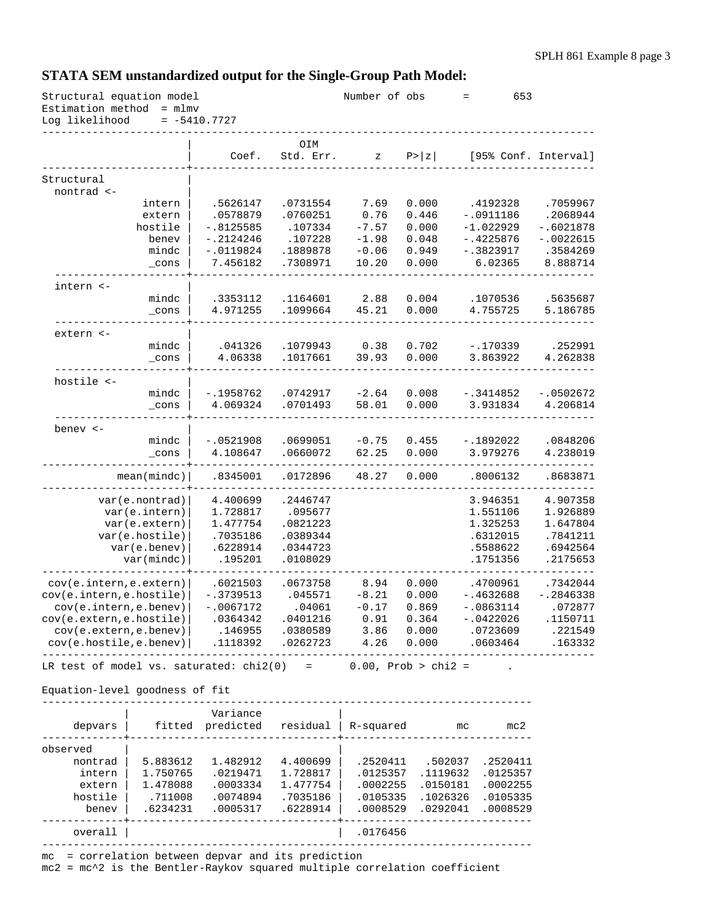### STATA SEM unstandardized output for the Single-Group Path Model:

```
Structural equation model                       Number of obs      =       653
Estimation method  = mlmv
Log likelihood     = -5410.7727

------------------------------------------------------------------------------------
                       |                 OIM
                       |      Coef.   Std. Err.      z    P>|z|     [95% Conf. Interval]
-----------------------+------------------------------------------------------------
Structural             |
  nontrad <-           |
                intern |   .5626147   .0731554     7.69   0.000     .4192328    .7059967
                extern |   .0578879   .0760251     0.76   0.446    -.0911186    .2068944
               hostile |  -.8125585    .107334    -7.57   0.000    -1.022929   -.6021878
                 benev |  -.2124246    .107228    -1.98   0.048    -.4225876   -.0022615
                 mindc |  -.0119824   .1889878    -0.06   0.949    -.3823917    .3584269
                 _cons |   7.456182   .7308971    10.20   0.000      6.02365    8.888714
  ---------------------+------------------------------------------------------------
  intern <-            |
                 mindc |   .3353112   .1164601     2.88   0.004     .1070536    .5635687
                 _cons |   4.971255   .1099664    45.21   0.000     4.755725    5.186785
  ---------------------+------------------------------------------------------------
  extern <-            |
                 mindc |    .041326   .1079943     0.38   0.702     -.170339     .252991
                 _cons |    4.06338   .1017661    39.93   0.000     3.863922    4.262838
  ---------------------+------------------------------------------------------------
  hostile <-           |
                 mindc |  -.1958762   .0742917    -2.64   0.008    -.3414852   -.0502672
                 _cons |   4.069324   .0701493    58.01   0.000     3.931834    4.206814
  ---------------------+------------------------------------------------------------
  benev <-             |
                 mindc |  -.0521908   .0699051    -0.75   0.455    -.1892022    .0848206
                 _cons |   4.108647   .0660072    62.25   0.000     3.979276    4.238019
-----------------------+------------------------------------------------------------
           mean(mindc)|   .8345001   .0172896    48.27   0.000     .8006132    .8683871
-----------------------+------------------------------------------------------------
        var(e.nontrad)|   4.400699   .2446747                      3.946351    4.907358
         var(e.intern)|   1.728817    .095677                      1.551106    1.926889
         var(e.extern)|   1.477754   .0821223                      1.325253    1.647804
        var(e.hostile)|   .7035186   .0389344                      .6312015    .7841211
          var(e.benev)|   .6228914   .0344723                      .5588622    .6942564
            var(mindc)|    .195201   .0108029                      .1751356    .2175653
-----------------------+------------------------------------------------------------
 cov(e.intern,e.extern)|   .6021503   .0673758     8.94   0.000     .4700961    .7342044
cov(e.intern,e.hostile)|  -.3739513    .045571    -8.21   0.000    -.4632688   -.2846338
  cov(e.intern,e.benev)|  -.0067172     .04061    -0.17   0.869    -.0863114     .072877
cov(e.extern,e.hostile)|   .0364342   .0401216     0.91   0.364    -.0422026    .1150711
  cov(e.extern,e.benev)|    .146955   .0380589     3.86   0.000     .0723609     .221549
 cov(e.hostile,e.benev)|   .1118392   .0262723     4.26   0.000     .0603464     .163332
------------------------------------------------------------------------------------
LR test of model vs. saturated: chi2(0)   =      0.00, Prob > chi2 =      .

Equation-level goodness of fit
------------------------------------------------------------------------------
             |              Variance               |
     depvars |    fitted  predicted    residual | R-squared         mc       mc2
-------------+------------------------------------+-----------------------------
observed     |                                    |
     nontrad |  5.883612   1.482912   4.400699 |  .2520411    .502037  .2520411
      intern |  1.750765   .0219471   1.728817 |  .0125357   .1119632  .0125357
      extern |  1.478088   .0003334   1.477754 |  .0002255   .0150181  .0002255
     hostile |   .711008   .0074894   .7035186 |  .0105335   .1026326  .0105335
       benev |  .6234231   .0005317   .6228914 |  .0008529   .0292041  .0008529
-------------+------------------------------------+-----------------------------
     overall |                                    |  .0176456
------------------------------------------------------------------------------
mc  = correlation between depvar and its prediction
mc2 = mc^2 is the Bentler-Raykov squared multiple correlation coefficient
```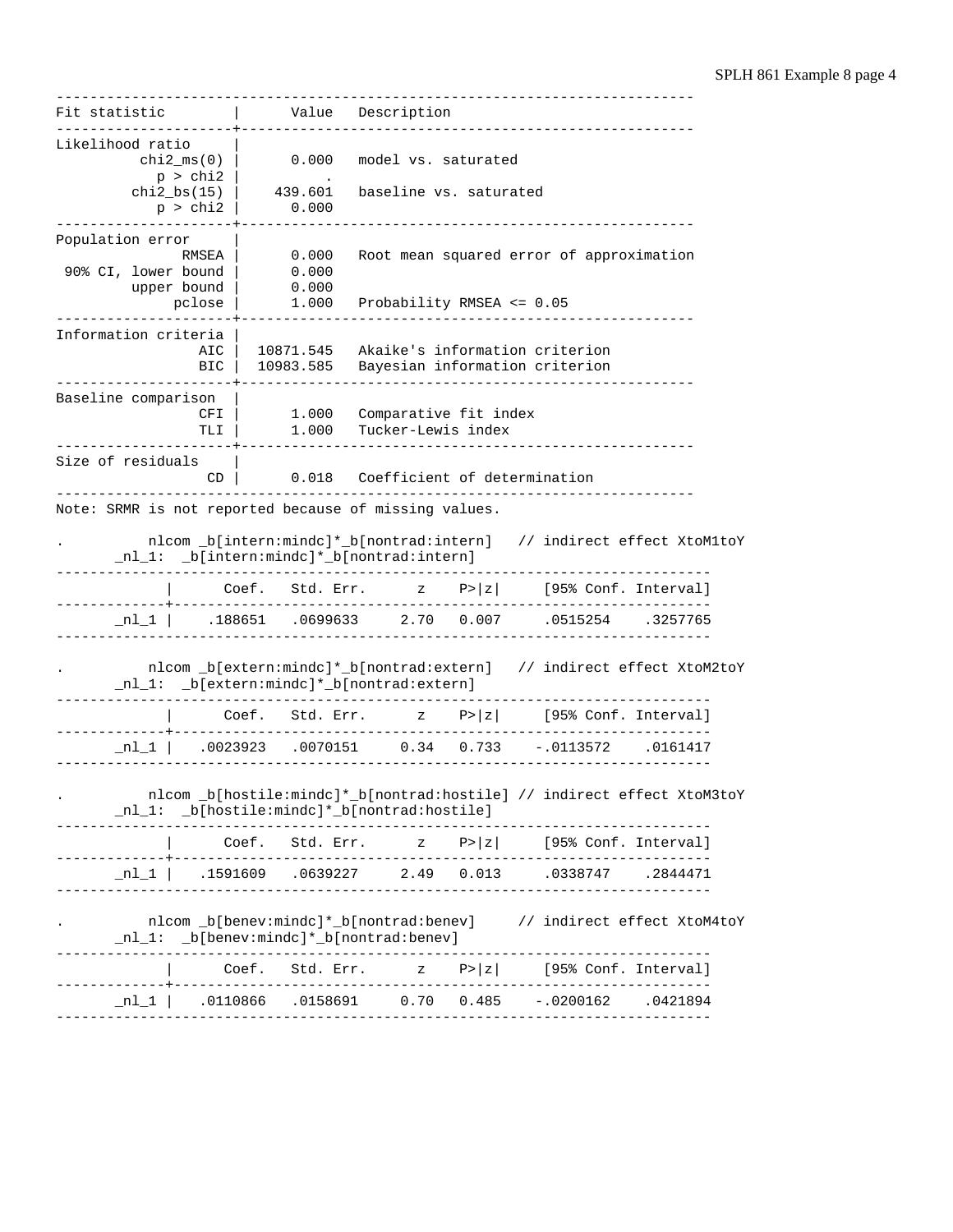```
----------------------------------------------------------------------------
Fit statistic        |      Value   Description
---------------------+------------------------------------------------------
Likelihood ratio     |
          chi2_ms(0) |      0.000   model vs. saturated
            p > chi2 |          .
         chi2_bs(15) |    439.601   baseline vs. saturated
            p > chi2 |      0.000
---------------------+------------------------------------------------------
Population error     |
               RMSEA |      0.000   Root mean squared error of approximation
 90% CI, lower bound |      0.000
         upper bound |      0.000
              pclose |      1.000   Probability RMSEA <= 0.05
---------------------+------------------------------------------------------
Information criteria |
                 AIC |  10871.545   Akaike's information criterion
                 BIC |  10983.585   Bayesian information criterion
---------------------+------------------------------------------------------
Baseline comparison  |
                 CFI |      1.000   Comparative fit index
                 TLI |      1.000   Tucker-Lewis index
---------------------+------------------------------------------------------
Size of residuals    |
                  CD |      0.018   Coefficient of determination
----------------------------------------------------------------------------
Note: SRMR is not reported because of missing values.

.          nlcom _b[intern:mindc]*_b[nontrad:intern]   // indirect effect XtoM1toY
       _nl_1:  _b[intern:mindc]*_b[nontrad:intern]
------------------------------------------------------------------------------
             |      Coef.   Std. Err.      z    P>|z|     [95% Conf. Interval]
-------------+----------------------------------------------------------------
       _nl_1 |    .188651   .0699633     2.70   0.007     .0515254    .3257765
------------------------------------------------------------------------------

.          nlcom _b[extern:mindc]*_b[nontrad:extern]   // indirect effect XtoM2toY
       _nl_1:  _b[extern:mindc]*_b[nontrad:extern]
------------------------------------------------------------------------------
             |      Coef.   Std. Err.      z    P>|z|     [95% Conf. Interval]
-------------+----------------------------------------------------------------
       _nl_1 |   .0023923   .0070151     0.34   0.733    -.0113572    .0161417
------------------------------------------------------------------------------

.          nlcom _b[hostile:mindc]*_b[nontrad:hostile] // indirect effect XtoM3toY
       _nl_1:  _b[hostile:mindc]*_b[nontrad:hostile]
------------------------------------------------------------------------------
             |      Coef.   Std. Err.      z    P>|z|     [95% Conf. Interval]
-------------+----------------------------------------------------------------
       _nl_1 |   .1591609   .0639227     2.49   0.013     .0338747    .2844471
------------------------------------------------------------------------------

.          nlcom _b[benev:mindc]*_b[nontrad:benev]     // indirect effect XtoM4toY
       _nl_1:  _b[benev:mindc]*_b[nontrad:benev]
------------------------------------------------------------------------------
             |      Coef.   Std. Err.      z    P>|z|     [95% Conf. Interval]
-------------+----------------------------------------------------------------
       _nl_1 |   .0110866   .0158691     0.70   0.485    -.0200162    .0421894
------------------------------------------------------------------------------
```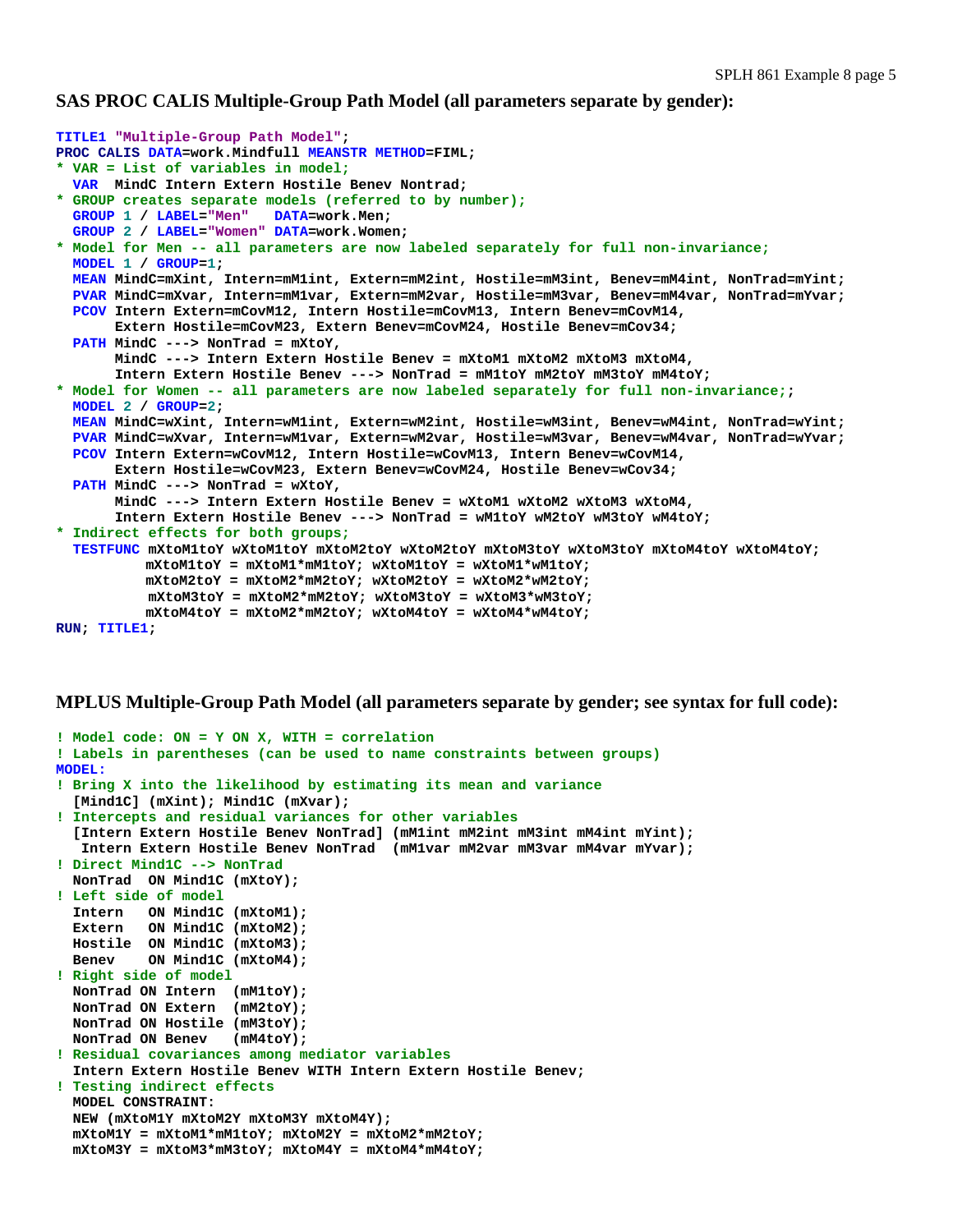**SAS PROC CALIS Multiple-Group Path Model (all parameters separate by gender):**

```
TITLE1 "Multiple-Group Path Model";
PROC CALIS DATA=work.Mindfull MEANSTR METHOD=FIML;
* VAR = List of variables in model;
  VAR  MindC Intern Extern Hostile Benev Nontrad;
* GROUP creates separate models (referred to by number);
  GROUP 1 / LABEL="Men"   DATA=work.Men;
  GROUP 2 / LABEL="Women" DATA=work.Women;
* Model for Men -- all parameters are now labeled separately for full non-invariance;
  MODEL 1 / GROUP=1;
  MEAN MindC=mXint, Intern=mM1int, Extern=mM2int, Hostile=mM3int, Benev=mM4int, NonTrad=mYint;
  PVAR MindC=mXvar, Intern=mM1var, Extern=mM2var, Hostile=mM3var, Benev=mM4var, NonTrad=mYvar;
  PCOV Intern Extern=mCovM12, Intern Hostile=mCovM13, Intern Benev=mCovM14,
       Extern Hostile=mCovM23, Extern Benev=mCovM24, Hostile Benev=mCov34;
  PATH MindC ---> NonTrad = mXtoY,
       MindC ---> Intern Extern Hostile Benev = mXtoM1 mXtoM2 mXtoM3 mXtoM4,
       Intern Extern Hostile Benev ---> NonTrad = mM1toY mM2toY mM3toY mM4toY;
* Model for Women -- all parameters are now labeled separately for full non-invariance;;
  MODEL 2 / GROUP=2;
  MEAN MindC=wXint, Intern=wM1int, Extern=wM2int, Hostile=wM3int, Benev=wM4int, NonTrad=wYint;
  PVAR MindC=wXvar, Intern=wM1var, Extern=wM2var, Hostile=wM3var, Benev=wM4var, NonTrad=wYvar;
  PCOV Intern Extern=wCovM12, Intern Hostile=wCovM13, Intern Benev=wCovM14,
       Extern Hostile=wCovM23, Extern Benev=wCovM24, Hostile Benev=wCov34;
  PATH MindC ---> NonTrad = wXtoY,
       MindC ---> Intern Extern Hostile Benev = wXtoM1 wXtoM2 wXtoM3 wXtoM4,
       Intern Extern Hostile Benev ---> NonTrad = wM1toY wM2toY wM3toY wM4toY;
* Indirect effects for both groups;
  TESTFUNC mXtoM1toY wXtoM1toY mXtoM2toY wXtoM2toY mXtoM3toY wXtoM3toY mXtoM4toY wXtoM4toY;
           mXtoM1toY = mXtoM1*mM1toY; wXtoM1toY = wXtoM1*wM1toY;
           mXtoM2toY = mXtoM2*mM2toY; wXtoM2toY = wXtoM2*wM2toY;
           mXtoM3toY = mXtoM2*mM2toY; wXtoM3toY = wXtoM3*wM3toY;
           mXtoM4toY = mXtoM2*mM2toY; wXtoM4toY = wXtoM4*wM4toY;
RUN; TITLE1;
```

**MPLUS Multiple-Group Path Model (all parameters separate by gender; see syntax for full code):**

```
! Model code: ON = Y ON X, WITH = correlation
! Labels in parentheses (can be used to name constraints between groups)
MODEL:
! Bring X into the likelihood by estimating its mean and variance
  [Mind1C] (mXint); Mind1C (mXvar);
! Intercepts and residual variances for other variables
  [Intern Extern Hostile Benev NonTrad] (mM1int mM2int mM3int mM4int mYint);
   Intern Extern Hostile Benev NonTrad  (mM1var mM2var mM3var mM4var mYvar);
! Direct Mind1C --> NonTrad
  NonTrad  ON Mind1C (mXtoY);
! Left side of model
  Intern   ON Mind1C (mXtoM1);
  Extern   ON Mind1C (mXtoM2);
  Hostile  ON Mind1C (mXtoM3);
  Benev    ON Mind1C (mXtoM4);
! Right side of model
  NonTrad ON Intern  (mM1toY);
  NonTrad ON Extern  (mM2toY);
  NonTrad ON Hostile (mM3toY);
  NonTrad ON Benev   (mM4toY);
! Residual covariances among mediator variables
  Intern Extern Hostile Benev WITH Intern Extern Hostile Benev;
! Testing indirect effects
  MODEL CONSTRAINT:
  NEW (mXtoM1Y mXtoM2Y mXtoM3Y mXtoM4Y);
  mXtoM1Y = mXtoM1*mM1toY; mXtoM2Y = mXtoM2*mM2toY;
  mXtoM3Y = mXtoM3*mM3toY; mXtoM4Y = mXtoM4*mM4toY;
```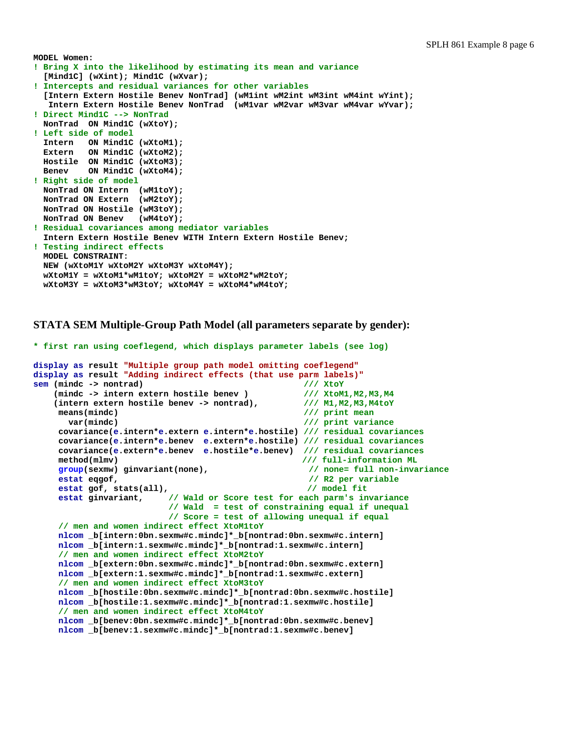```
MODEL Women:
! Bring X into the likelihood by estimating its mean and variance
  [Mind1C] (wXint); Mind1C (wXvar);
! Intercepts and residual variances for other variables
  [Intern Extern Hostile Benev NonTrad] (wM1int wM2int wM3int wM4int wYint);
   Intern Extern Hostile Benev NonTrad  (wM1var wM2var wM3var wM4var wYvar);
! Direct Mind1C --> NonTrad
  NonTrad  ON Mind1C (wXtoY);
! Left side of model
  Intern   ON Mind1C (wXtoM1);
  Extern   ON Mind1C (wXtoM2);
  Hostile  ON Mind1C (wXtoM3);
  Benev    ON Mind1C (wXtoM4);
! Right side of model
  NonTrad ON Intern  (wM1toY);
  NonTrad ON Extern  (wM2toY);
  NonTrad ON Hostile (wM3toY);
  NonTrad ON Benev   (wM4toY);
! Residual covariances among mediator variables
  Intern Extern Hostile Benev WITH Intern Extern Hostile Benev;
! Testing indirect effects
  MODEL CONSTRAINT:
  NEW (wXtoM1Y wXtoM2Y wXtoM3Y wXtoM4Y);
  wXtoM1Y = wXtoM1*wM1toY; wXtoM2Y = wXtoM2*wM2toY;
  wXtoM3Y = wXtoM3*wM3toY; wXtoM4Y = wXtoM4*wM4toY;
```

## STATA SEM Multiple-Group Path Model (all parameters separate by gender):

```
* first ran using coeflegend, which displays parameter labels (see log)

display as result "Multiple group path model omitting coeflegend"
display as result "Adding indirect effects (that use parm labels)"
sem (mindc -> nontrad)                                /// XtoY
    (mindc -> intern extern hostile benev )           /// XtoM1,M2,M3,M4
    (intern extern hostile benev -> nontrad),         /// M1,M2,M3,M4toY
     means(mindc)                                     /// print mean
       var(mindc)                                     /// print variance
     covariance(e.intern*e.extern e.intern*e.hostile) /// residual covariances
     covariance(e.intern*e.benev  e.extern*e.hostile) /// residual covariances
     covariance(e.extern*e.benev  e.hostile*e.benev)  /// residual covariances
     method(mlmv)                                     /// full-information ML
     group(sexmw) ginvariant(none),                    // none= full non-invariance
     estat eqgof,                                      // R2 per variable
     estat gof, stats(all),                            // model fit
     estat ginvariant,      // Wald or Score test for each parm's invariance
                            // Wald  = test of constraining equal if unequal
                            // Score = test of allowing unequal if equal
     // men and women indirect effect XtoM1toY
     nlcom _b[intern:0bn.sexmw#c.mindc]*_b[nontrad:0bn.sexmw#c.intern]
     nlcom _b[intern:1.sexmw#c.mindc]*_b[nontrad:1.sexmw#c.intern]
     // men and women indirect effect XtoM2toY
     nlcom _b[extern:0bn.sexmw#c.mindc]*_b[nontrad:0bn.sexmw#c.extern]
     nlcom _b[extern:1.sexmw#c.mindc]*_b[nontrad:1.sexmw#c.extern]
     // men and women indirect effect XtoM3toY
     nlcom _b[hostile:0bn.sexmw#c.mindc]*_b[nontrad:0bn.sexmw#c.hostile]
     nlcom _b[hostile:1.sexmw#c.mindc]*_b[nontrad:1.sexmw#c.hostile]
     // men and women indirect effect XtoM4toY
     nlcom _b[benev:0bn.sexmw#c.mindc]*_b[nontrad:0bn.sexmw#c.benev]
     nlcom _b[benev:1.sexmw#c.mindc]*_b[nontrad:1.sexmw#c.benev]
```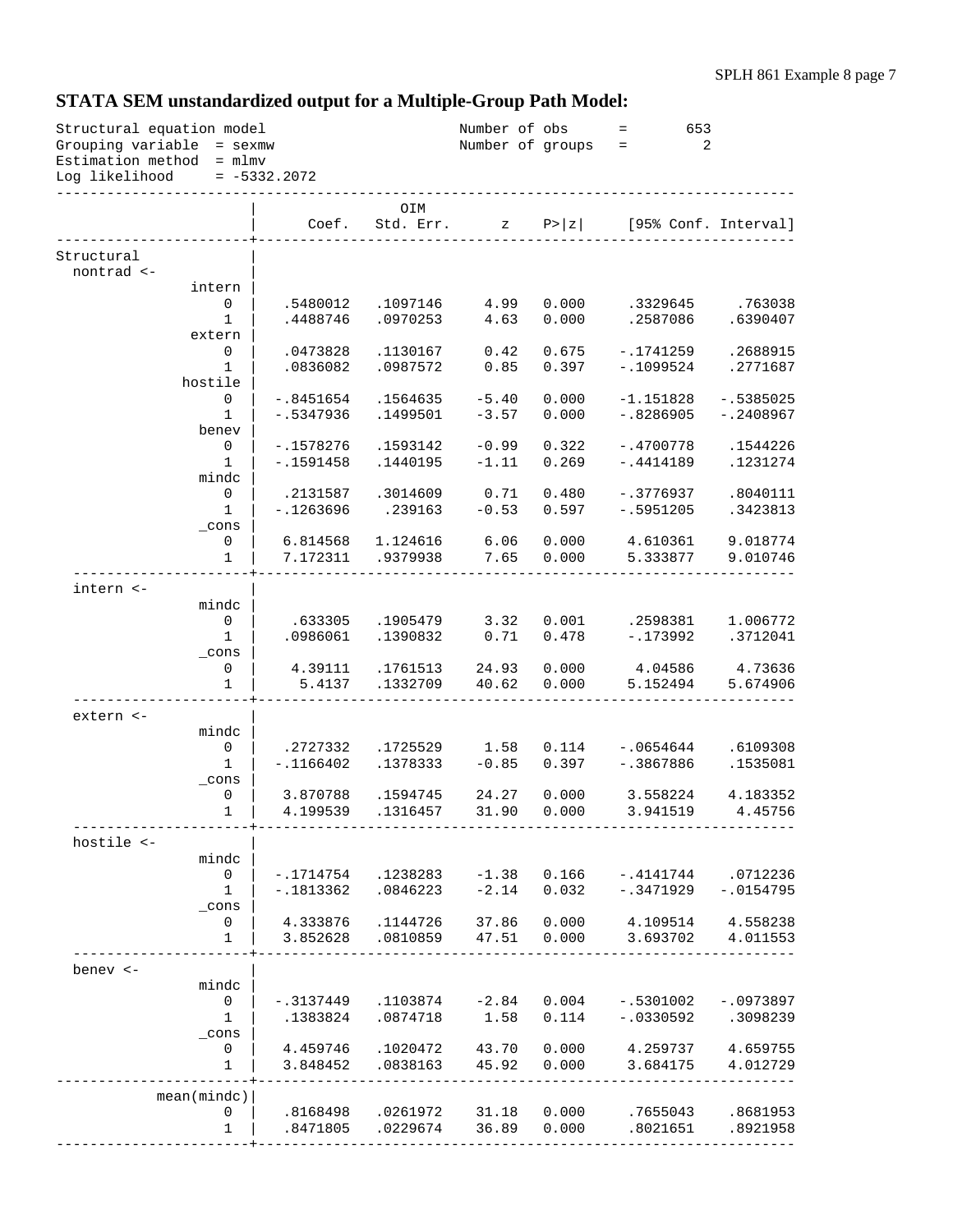## STATA SEM unstandardized output for a Multiple-Group Path Model:

```
Structural equation model                       Number of obs      =        653
Grouping variable  = sexmw                      Number of groups   =          2
Estimation method  = mlmv
Log likelihood     = -5332.2072
------------------------------------------------------------------------------------
                     |                 OIM
                     |      Coef.   Std. Err.      z    P>|z|     [95% Conf. Interval]
---------------------+--------------------------------------------------------------
Structural           |
  nontrad <-         |
              intern |
                 0   |   .5480012   .1097146     4.99   0.000     .3329645     .763038
                 1   |   .4488746   .0970253     4.63   0.000     .2587086    .6390407
              extern |
                 0   |   .0473828   .1130167     0.42   0.675    -.1741259    .2688915
                 1   |   .0836082   .0987572     0.85   0.397    -.1099524    .2771687
             hostile |
                 0   |  -.8451654   .1564635    -5.40   0.000    -1.151828   -.5385025
                 1   |  -.5347936   .1499501    -3.57   0.000    -.8286905   -.2408967
               benev |
                 0   |  -.1578276   .1593142    -0.99   0.322    -.4700778    .1544226
                 1   |  -.1591458   .1440195    -1.11   0.269    -.4414189    .1231274
               mindc |
                 0   |   .2131587   .3014609     0.71   0.480    -.3776937    .8040111
                 1   |  -.1263696    .239163    -0.53   0.597    -.5951205    .3423813
               _cons |
                 0   |   6.814568   1.124616     6.06   0.000     4.610361    9.018774
                 1   |   7.172311   .9379938     7.65   0.000     5.333877    9.010746
  -------------------+--------------------------------------------------------------
  intern <-          |
               mindc |
                 0   |    .633305   .1905479     3.32   0.001     .2598381    1.006772
                 1   |   .0986061   .1390832     0.71   0.478     -.173992    .3712041
               _cons |
                 0   |    4.39111   .1761513    24.93   0.000      4.04586     4.73636
                 1   |     5.4137   .1332709    40.62   0.000     5.152494    5.674906
  -------------------+--------------------------------------------------------------
  extern <-          |
               mindc |
                 0   |   .2727332   .1725529     1.58   0.114    -.0654644    .6109308
                 1   |  -.1166402   .1378333    -0.85   0.397    -.3867886    .1535081
               _cons |
                 0   |   3.870788   .1594745    24.27   0.000     3.558224    4.183352
                 1   |   4.199539   .1316457    31.90   0.000     3.941519     4.45756
  -------------------+--------------------------------------------------------------
  hostile <-         |
               mindc |
                 0   |  -.1714754   .1238283    -1.38   0.166    -.4141744    .0712236
                 1   |  -.1813362   .0846223    -2.14   0.032    -.3471929   -.0154795
               _cons |
                 0   |   4.333876   .1144726    37.86   0.000     4.109514    4.558238
                 1   |   3.852628   .0810859    47.51   0.000     3.693702    4.011553
  -------------------+--------------------------------------------------------------
  benev <-           |
               mindc |
                 0   |  -.3137449   .1103874    -2.84   0.004    -.5301002   -.0973897
                 1   |   .1383824   .0874718     1.58   0.114    -.0330592    .3098239
               _cons |
                 0   |   4.459746   .1020472    43.70   0.000     4.259737    4.659755
                 1   |   3.848452   .0838163    45.92   0.000     3.684175    4.012729
---------------------+--------------------------------------------------------------
         mean(mindc) |
                 0   |   .8168498   .0261972    31.18   0.000     .7655043    .8681953
                 1   |   .8471805   .0229674    36.89   0.000     .8021651    .8921958
---------------------+--------------------------------------------------------------
```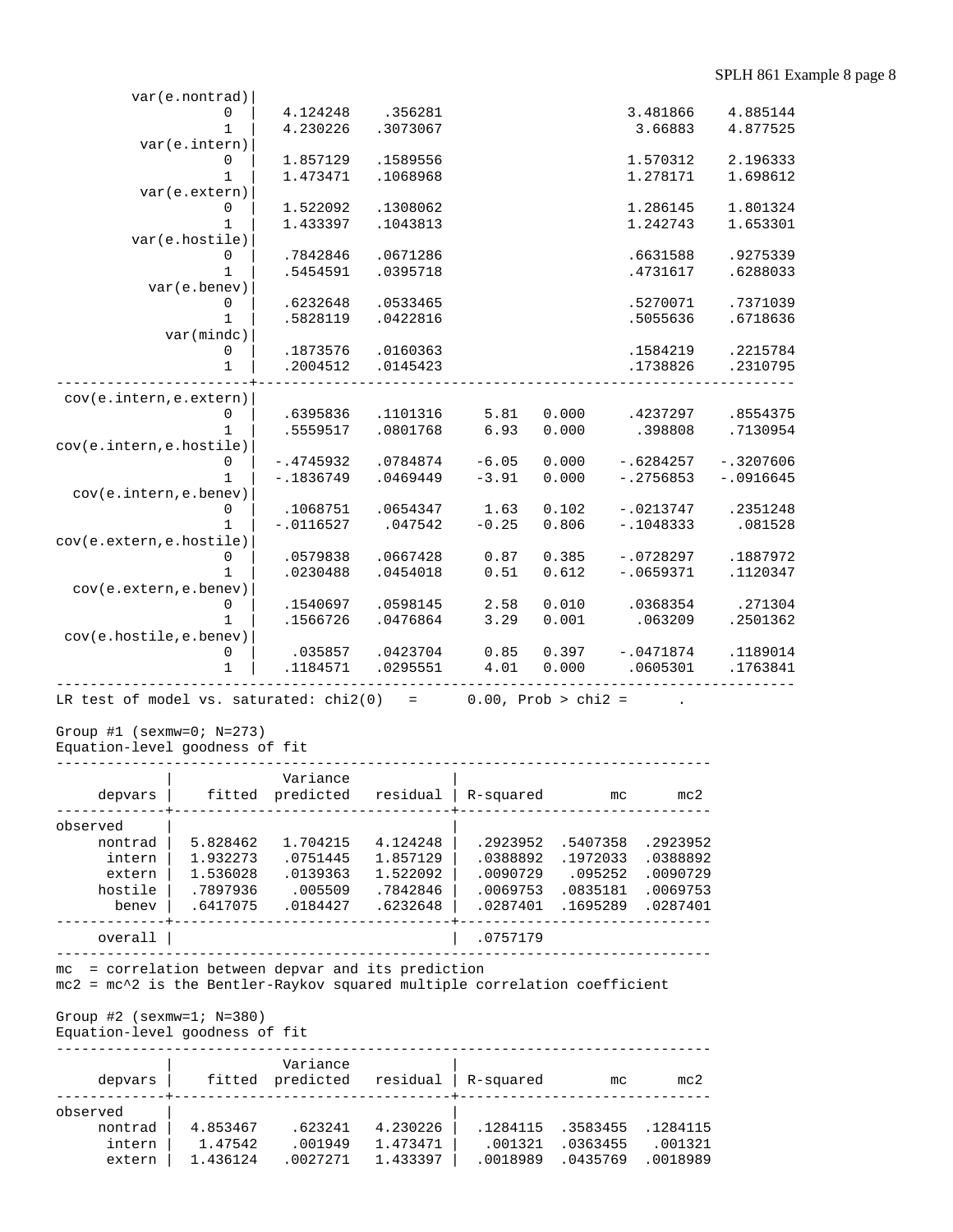```
         var(e.nontrad)|
                     0 |   4.124248    .356281                      3.481866    4.885144
                     1 |   4.230226   .3073067                       3.66883    4.877525
          var(e.intern)|
                     0 |   1.857129   .1589556                      1.570312    2.196333
                     1 |   1.473471   .1068968                      1.278171    1.698612
          var(e.extern)|
                     0 |   1.522092   .1308062                      1.286145    1.801324
                     1 |   1.433397   .1043813                      1.242743    1.653301
         var(e.hostile)|
                     0 |   .7842846   .0671286                      .6631588    .9275339
                     1 |   .5454591   .0395718                      .4731617    .6288033
           var(e.benev)|
                     0 |   .6232648   .0533465                      .5270071    .7371039
                     1 |   .5828119   .0422816                      .5055636    .6718636
             var(mindc)|
                     0 |   .1873576   .0160363                      .1584219    .2215784
                     1 |   .2004512   .0145423                      .1738826    .2310795
-----------------------+----------------------------------------------------------------
 cov(e.intern,e.extern)|
                     0 |   .6395836   .1101316     5.81   0.000     .4237297    .8554375
                     1 |   .5559517   .0801768     6.93   0.000      .398808    .7130954
cov(e.intern,e.hostile)|
                     0 |  -.4745932   .0784874    -6.05   0.000    -.6284257   -.3207606
                     1 |  -.1836749   .0469449    -3.91   0.000    -.2756853   -.0916645
  cov(e.intern,e.benev)|
                     0 |   .1068751   .0654347     1.63   0.102    -.0213747    .2351248
                     1 |  -.0116527    .047542    -0.25   0.806    -.1048333     .081528
cov(e.extern,e.hostile)|
                     0 |   .0579838   .0667428     0.87   0.385    -.0728297    .1887972
                     1 |   .0230488   .0454018     0.51   0.612    -.0659371    .1120347
  cov(e.extern,e.benev)|
                     0 |   .1540697   .0598145     2.58   0.010     .0368354     .271304
                     1 |   .1566726   .0476864     3.29   0.001      .063209    .2501362
 cov(e.hostile,e.benev)|
                     0 |    .035857   .0423704     0.85   0.397    -.0471874    .1189014
                     1 |   .1184571   .0295551     4.01   0.000     .0605301    .1763841
----------------------------------------------------------------------------------------
LR test of model vs. saturated: chi2(0)   =      0.00, Prob > chi2 =      .

Group #1 (sexmw=0; N=273)
Equation-level goodness of fit
------------------------------------------------------------------------------
             |              Variance             |
     depvars |    fitted  predicted   residual | R-squared        mc      mc2
-------------+---------------------------------+------------------------------
observed     |                                   |
     nontrad |  5.828462   1.704215   4.124248 |  .2923952  .5407358  .2923952
      intern |  1.932273   .0751445   1.857129 |  .0388892  .1972033  .0388892
      extern |  1.536028   .0139363   1.522092 |  .0090729   .095252  .0090729
     hostile |  .7897936    .005509   .7842846 |  .0069753  .0835181  .0069753
       benev |  .6417075   .0184427   .6232648 |  .0287401  .1695289  .0287401
-------------+---------------------------------+------------------------------
     overall |                                   |  .0757179
------------------------------------------------------------------------------
mc  = correlation between depvar and its prediction
mc2 = mc^2 is the Bentler-Raykov squared multiple correlation coefficient

Group #2 (sexmw=1; N=380)
Equation-level goodness of fit
------------------------------------------------------------------------------
             |              Variance             |
     depvars |    fitted  predicted   residual | R-squared        mc      mc2
-------------+---------------------------------+------------------------------
observed     |                                   |
     nontrad |  4.853467    .623241   4.230226 |  .1284115  .3583455  .1284115
      intern |   1.47542    .001949   1.473471 |   .001321  .0363455   .001321
      extern |  1.436124   .0027271   1.433397 |  .0018989  .0435769  .0018989
```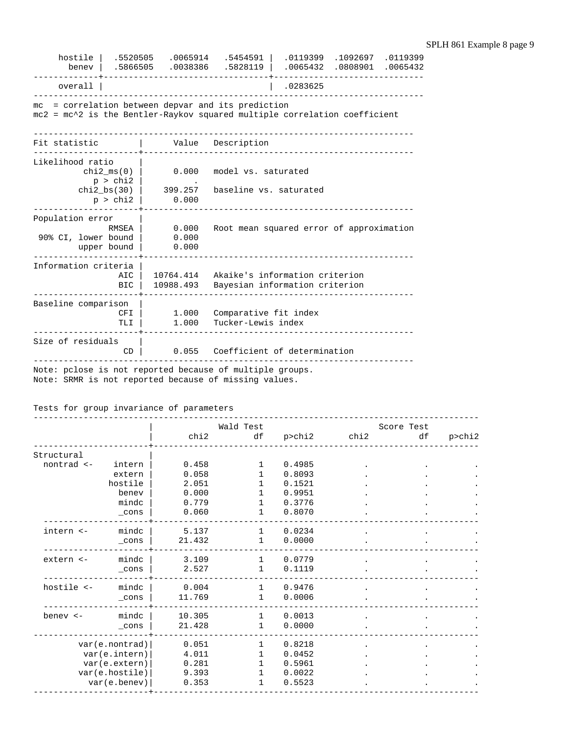```
     hostile |  .5520505   .0065914   .5454591 |  .0119399  .1092697  .0119399
       benev |  .5866505   .0038386   .5828119 |  .0065432  .0808901  .0065432
-------------+---------------------------------+------------------------------
     overall |                                 |  .0283625
------------------------------------------------------------------------------
mc  = correlation between depvar and its prediction
mc2 = mc^2 is the Bentler-Raykov squared multiple correlation coefficient

----------------------------------------------------------------------------
Fit statistic        |      Value   Description
---------------------+------------------------------------------------------
Likelihood ratio     |
          chi2_ms(0) |      0.000   model vs. saturated
            p > chi2 |          .
         chi2_bs(30) |    399.257   baseline vs. saturated
            p > chi2 |      0.000
---------------------+------------------------------------------------------
Population error     |
               RMSEA |      0.000   Root mean squared error of approximation
 90% CI, lower bound |      0.000
         upper bound |      0.000
---------------------+------------------------------------------------------
Information criteria |
                 AIC |  10764.414   Akaike's information criterion
                 BIC |  10988.493   Bayesian information criterion
---------------------+------------------------------------------------------
Baseline comparison  |
                 CFI |      1.000   Comparative fit index
                 TLI |      1.000   Tucker-Lewis index
---------------------+------------------------------------------------------
Size of residuals    |
                  CD |      0.055   Coefficient of determination
----------------------------------------------------------------------------
Note: pclose is not reported because of multiple groups.
Note: SRMR is not reported because of missing values.


Tests for group invariance of parameters
------------------------------------------------------------------------------------------
                      |            Wald Test                         Score Test
                      |       chi2         df    p>chi2       chi2          df    p>chi2
----------------------+-------------------------------------------------------------------
Structural            |
  nontrad <-    intern |     0.458          1    0.4985          .           .         .
                extern |     0.058          1    0.8093          .           .         .
               hostile |     2.051          1    0.1521          .           .         .
                 benev |     0.000          1    0.9951          .           .         .
                 mindc |     0.779          1    0.3776          .           .         .
                 _cons |     0.060          1    0.8070          .           .         .
  --------------------+-------------------------------------------------------------------
  intern <-      mindc |     5.137          1    0.0234          .           .         .
                 _cons |    21.432          1    0.0000          .           .         .
  --------------------+-------------------------------------------------------------------
  extern <-      mindc |     3.109          1    0.0779          .           .         .
                 _cons |     2.527          1    0.1119          .           .         .
  --------------------+-------------------------------------------------------------------
  hostile <-     mindc |     0.004          1    0.9476          .           .         .
                 _cons |    11.769          1    0.0006          .           .         .
  --------------------+-------------------------------------------------------------------
  benev <-       mindc |    10.305          1    0.0013          .           .         .
                 _cons |    21.428          1    0.0000          .           .         .
----------------------+-------------------------------------------------------------------
        var(e.nontrad)|     0.051          1    0.8218          .           .         .
         var(e.intern)|     4.011          1    0.0452          .           .         .
         var(e.extern)|     0.281          1    0.5961          .           .         .
        var(e.hostile)|     9.393          1    0.0022          .           .         .
          var(e.benev)|     0.353          1    0.5523          .           .         .
----------------------+-------------------------------------------------------------------
```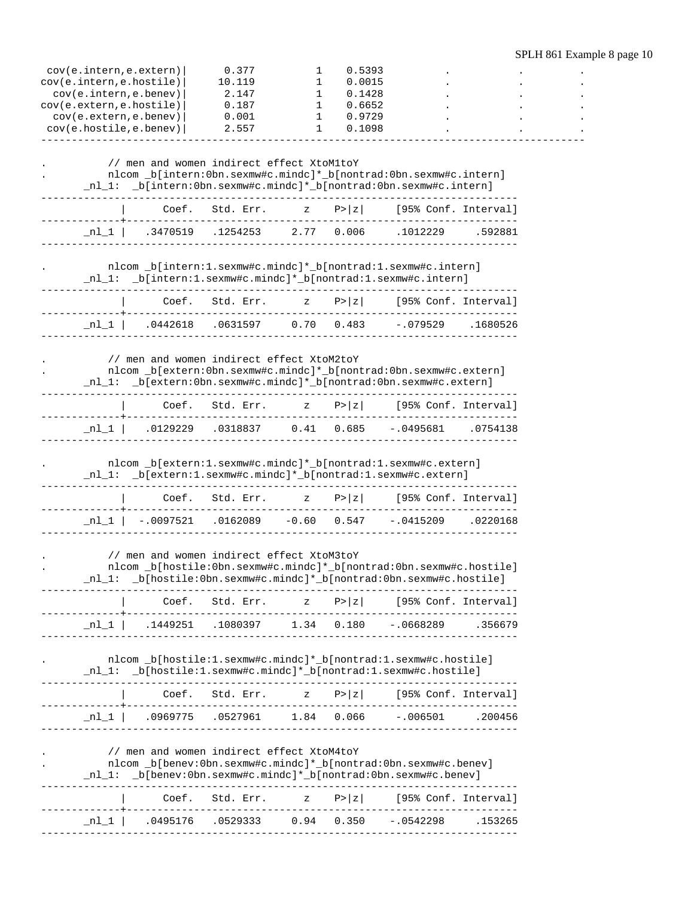```
 cov(e.intern,e.extern)|      0.377          1    0.5393          .           .          .
cov(e.intern,e.hostile)|     10.119          1    0.0015          .           .          .
  cov(e.intern,e.benev)|      2.147          1    0.1428          .           .          .
cov(e.extern,e.hostile)|      0.187          1    0.6652          .           .          .
  cov(e.extern,e.benev)|      0.001          1    0.9729          .           .          .
 cov(e.hostile,e.benev)|      2.557          1    0.1098          .           .          .
-----------------------------------------------------------------------------------------

.          // men and women indirect effect XtoM1toY
.          nlcom _b[intern:0bn.sexmw#c.mindc]*_b[nontrad:0bn.sexmw#c.intern]
       _nl_1:  _b[intern:0bn.sexmw#c.mindc]*_b[nontrad:0bn.sexmw#c.intern]

------------------------------------------------------------------------------
             |      Coef.   Std. Err.      z    P>|z|     [95% Conf. Interval]
-------------+----------------------------------------------------------------
       _nl_1 |   .3470519   .1254253     2.77   0.006     .1012229     .592881
------------------------------------------------------------------------------

.          nlcom _b[intern:1.sexmw#c.mindc]*_b[nontrad:1.sexmw#c.intern]
       _nl_1:  _b[intern:1.sexmw#c.mindc]*_b[nontrad:1.sexmw#c.intern]

------------------------------------------------------------------------------
             |      Coef.   Std. Err.      z    P>|z|     [95% Conf. Interval]
-------------+----------------------------------------------------------------
       _nl_1 |   .0442618   .0631597     0.70   0.483     -.079529    .1680526
------------------------------------------------------------------------------

.          // men and women indirect effect XtoM2toY
.          nlcom _b[extern:0bn.sexmw#c.mindc]*_b[nontrad:0bn.sexmw#c.extern]
       _nl_1:  _b[extern:0bn.sexmw#c.mindc]*_b[nontrad:0bn.sexmw#c.extern]

------------------------------------------------------------------------------
             |      Coef.   Std. Err.      z    P>|z|     [95% Conf. Interval]
-------------+----------------------------------------------------------------
       _nl_1 |   .0129229   .0318837     0.41   0.685    -.0495681    .0754138
------------------------------------------------------------------------------

.          nlcom _b[extern:1.sexmw#c.mindc]*_b[nontrad:1.sexmw#c.extern]
       _nl_1:  _b[extern:1.sexmw#c.mindc]*_b[nontrad:1.sexmw#c.extern]

------------------------------------------------------------------------------
             |      Coef.   Std. Err.      z    P>|z|     [95% Conf. Interval]
-------------+----------------------------------------------------------------
       _nl_1 |  -.0097521   .0162089    -0.60   0.547    -.0415209    .0220168
------------------------------------------------------------------------------

.          // men and women indirect effect XtoM3toY
.          nlcom _b[hostile:0bn.sexmw#c.mindc]*_b[nontrad:0bn.sexmw#c.hostile]
       _nl_1:  _b[hostile:0bn.sexmw#c.mindc]*_b[nontrad:0bn.sexmw#c.hostile]

------------------------------------------------------------------------------
             |      Coef.   Std. Err.      z    P>|z|     [95% Conf. Interval]
-------------+----------------------------------------------------------------
       _nl_1 |   .1449251   .1080397     1.34   0.180    -.0668289     .356679
------------------------------------------------------------------------------

.          nlcom _b[hostile:1.sexmw#c.mindc]*_b[nontrad:1.sexmw#c.hostile]
       _nl_1:  _b[hostile:1.sexmw#c.mindc]*_b[nontrad:1.sexmw#c.hostile]

------------------------------------------------------------------------------
             |      Coef.   Std. Err.      z    P>|z|     [95% Conf. Interval]
-------------+----------------------------------------------------------------
       _nl_1 |   .0969775   .0527961     1.84   0.066     -.006501     .200456
------------------------------------------------------------------------------

.          // men and women indirect effect XtoM4toY
.          nlcom _b[benev:0bn.sexmw#c.mindc]*_b[nontrad:0bn.sexmw#c.benev]
       _nl_1:  _b[benev:0bn.sexmw#c.mindc]*_b[nontrad:0bn.sexmw#c.benev]

------------------------------------------------------------------------------
             |      Coef.   Std. Err.      z    P>|z|     [95% Conf. Interval]
-------------+----------------------------------------------------------------
       _nl_1 |   .0495176   .0529333     0.94   0.350    -.0542298     .153265
------------------------------------------------------------------------------
```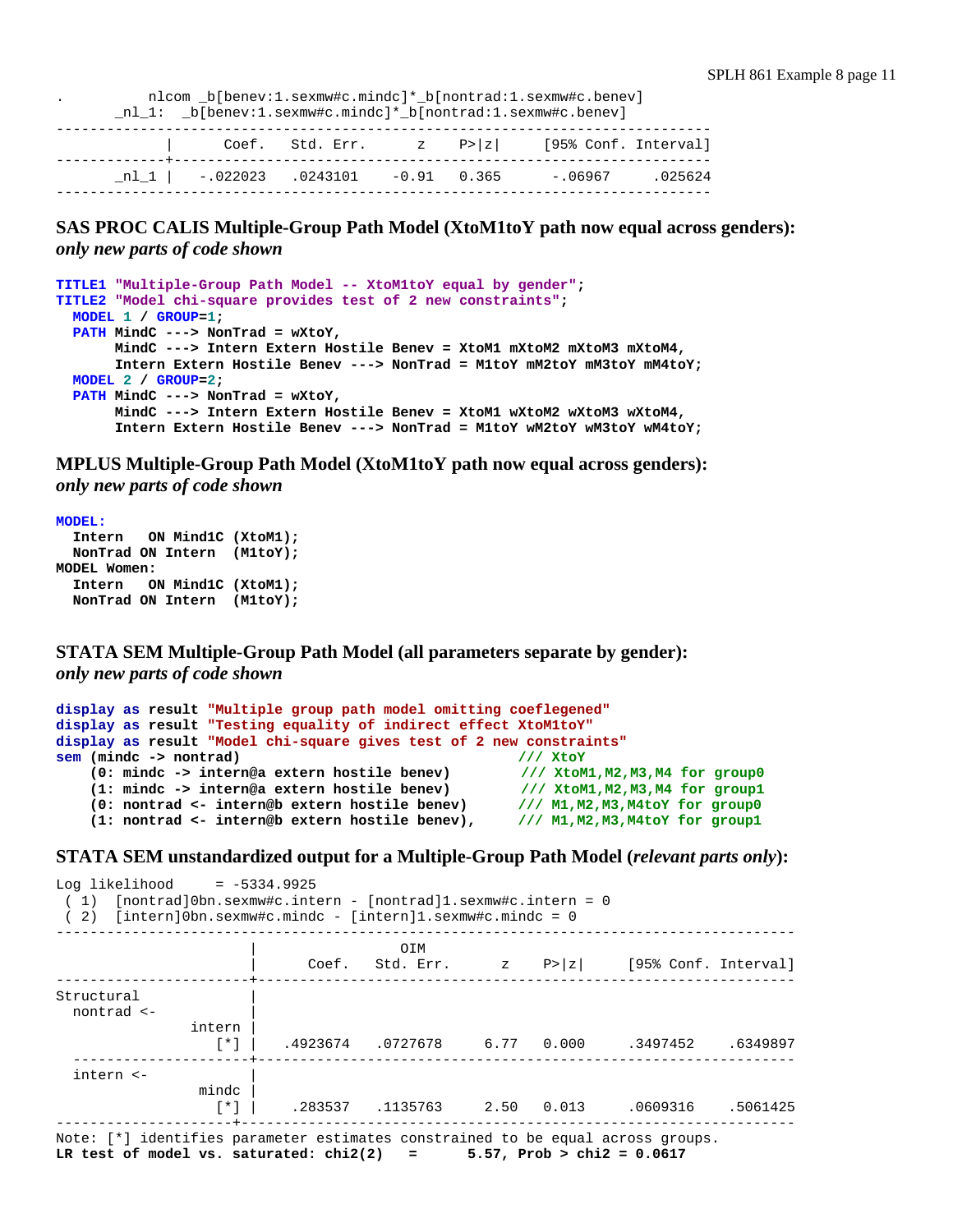```
.         nlcom _b[benev:1.sexmw#c.mindc]*_b[nontrad:1.sexmw#c.benev]
       _nl_1:  _b[benev:1.sexmw#c.mindc]*_b[nontrad:1.sexmw#c.benev]
------------------------------------------------------------------------------
             |      Coef.   Std. Err.      z    P>|z|     [95% Conf. Interval]
-------------+----------------------------------------------------------------
       _nl_1 |   -.022023   .0243101    -0.91   0.365      -.06967     .025624
------------------------------------------------------------------------------
```

### SAS PROC CALIS Multiple-Group Path Model (XtoM1toY path now equal across genders):
*only new parts of code shown*

```
TITLE1 "Multiple-Group Path Model -- XtoM1toY equal by gender";
TITLE2 "Model chi-square provides test of 2 new constraints";
  MODEL 1 / GROUP=1;
  PATH MindC ---> NonTrad = wXtoY,
       MindC ---> Intern Extern Hostile Benev = XtoM1 mXtoM2 mXtoM3 mXtoM4,
       Intern Extern Hostile Benev ---> NonTrad = M1toY mM2toY mM3toY mM4toY;
  MODEL 2 / GROUP=2;
  PATH MindC ---> NonTrad = wXtoY,
       MindC ---> Intern Extern Hostile Benev = XtoM1 wXtoM2 wXtoM3 wXtoM4,
       Intern Extern Hostile Benev ---> NonTrad = M1toY wM2toY wM3toY wM4toY;
```

### MPLUS Multiple-Group Path Model (XtoM1toY path now equal across genders):
*only new parts of code shown*

```
MODEL:
  Intern   ON Mind1C (XtoM1);
  NonTrad ON Intern  (M1toY);
MODEL Women:
  Intern   ON Mind1C (XtoM1);
  NonTrad ON Intern  (M1toY);
```

### STATA SEM Multiple-Group Path Model (all parameters separate by gender):
*only new parts of code shown*

```
display as result "Multiple group path model omitting coeflegened"
display as result "Testing equality of indirect effect XtoM1toY"
display as result "Model chi-square gives test of 2 new constraints"
sem (mindc -> nontrad)                                /// XtoY
    (0: mindc -> intern@a extern hostile benev)        /// XtoM1,M2,M3,M4 for group0
    (1: mindc -> intern@a extern hostile benev)        /// XtoM1,M2,M3,M4 for group1
    (0: nontrad <- intern@b extern hostile benev)     /// M1,M2,M3,M4toY for group0
    (1: nontrad <- intern@b extern hostile benev),    /// M1,M2,M3,M4toY for group1
```

### STATA SEM unstandardized output for a Multiple-Group Path Model (*relevant parts only*):

```
Log likelihood     = -5334.9925
 ( 1)  [nontrad]0bn.sexmw#c.intern - [nontrad]1.sexmw#c.intern = 0
 ( 2)  [intern]0bn.sexmw#c.mindc - [intern]1.sexmw#c.mindc = 0
--------------------------------------------------------------------------------------
                      |                 OIM
                      |      Coef.   Std. Err.      z    P>|z|     [95% Conf. Interval]
----------------------+---------------------------------------------------------------
Structural            |
  nontrad <-          |
               intern |
                  [*] |   .4923674   .0727678     6.77   0.000     .3497452    .6349897
  --------------------+---------------------------------------------------------------
  intern <-           |
                mindc |
                  [*] |    .283537   .1135763     2.50   0.013     .0609316    .5061425
---------------------+----------------------------------------------------------------
Note: [*] identifies parameter estimates constrained to be equal across groups.
LR test of model vs. saturated: chi2(2)   =      5.57, Prob > chi2 = 0.0617
```